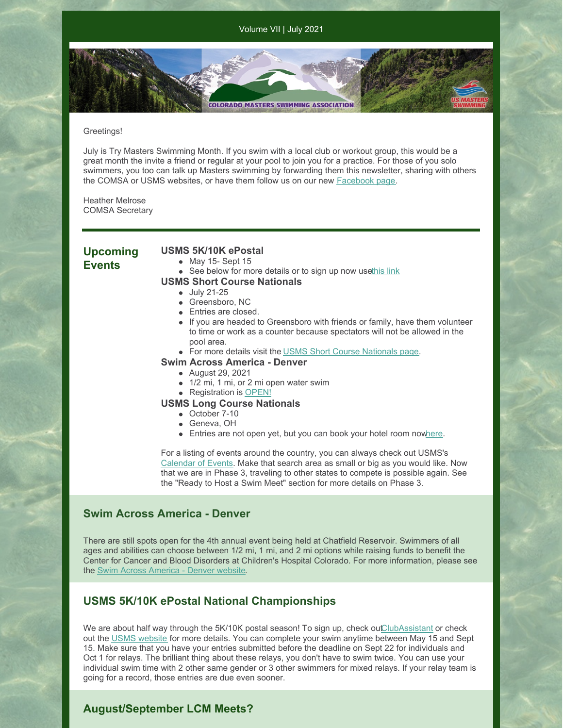Volume VII | July 2021

Greetings!

July is Try Masters Swimming Month. If you swim with a local club or workout group, this would be a great month the invite a friend or regular at your pool to join you for a practice. For those of you solo swimmers, you too can talk up Masters swimming by forwarding them this newsletter, sharing with others the COMSA or USMS websites, or have them follow us on our new Facebook page.

Heather Melrose
COMSA Secretary

## Upcoming Events

**USMS 5K/10K ePostal**

- May 15- Sept 15
- See below for more details or to sign up now usethis link

**USMS Short Course Nationals**

- July 21-25
- Greensboro, NC
- Entries are closed.
- If you are headed to Greensboro with friends or family, have them volunteer to time or work as a counter because spectators will not be allowed in the pool area.
- For more details visit the USMS Short Course Nationals page.

**Swim Across America - Denver**

- August 29, 2021
- 1/2 mi, 1 mi, or 2 mi open water swim
- Registration is OPEN!

**USMS Long Course Nationals**

- October 7-10
- Geneva, OH
- Entries are not open yet, but you can book your hotel room nowhere.

For a listing of events around the country, you can always check out USMS's Calendar of Events. Make that search area as small or big as you would like. Now that we are in Phase 3, traveling to other states to compete is possible again. See the "Ready to Host a Swim Meet" section for more details on Phase 3.

## Swim Across America - Denver

There are still spots open for the 4th annual event being held at Chatfield Reservoir. Swimmers of all ages and abilities can choose between 1/2 mi, 1 mi, and 2 mi options while raising funds to benefit the Center for Cancer and Blood Disorders at Children's Hospital Colorado. For more information, please see the Swim Across America - Denver website.

## USMS 5K/10K ePostal National Championships

We are about half way through the 5K/10K postal season! To sign up, check outClubAssistant or check out the USMS website for more details. You can complete your swim anytime between May 15 and Sept 15. Make sure that you have your entries submitted before the deadline on Sept 22 for individuals and Oct 1 for relays. The brilliant thing about these relays, you don't have to swim twice. You can use your individual swim time with 2 other same gender or 3 other swimmers for mixed relays. If your relay team is going for a record, those entries are due even sooner.

## August/September LCM Meets?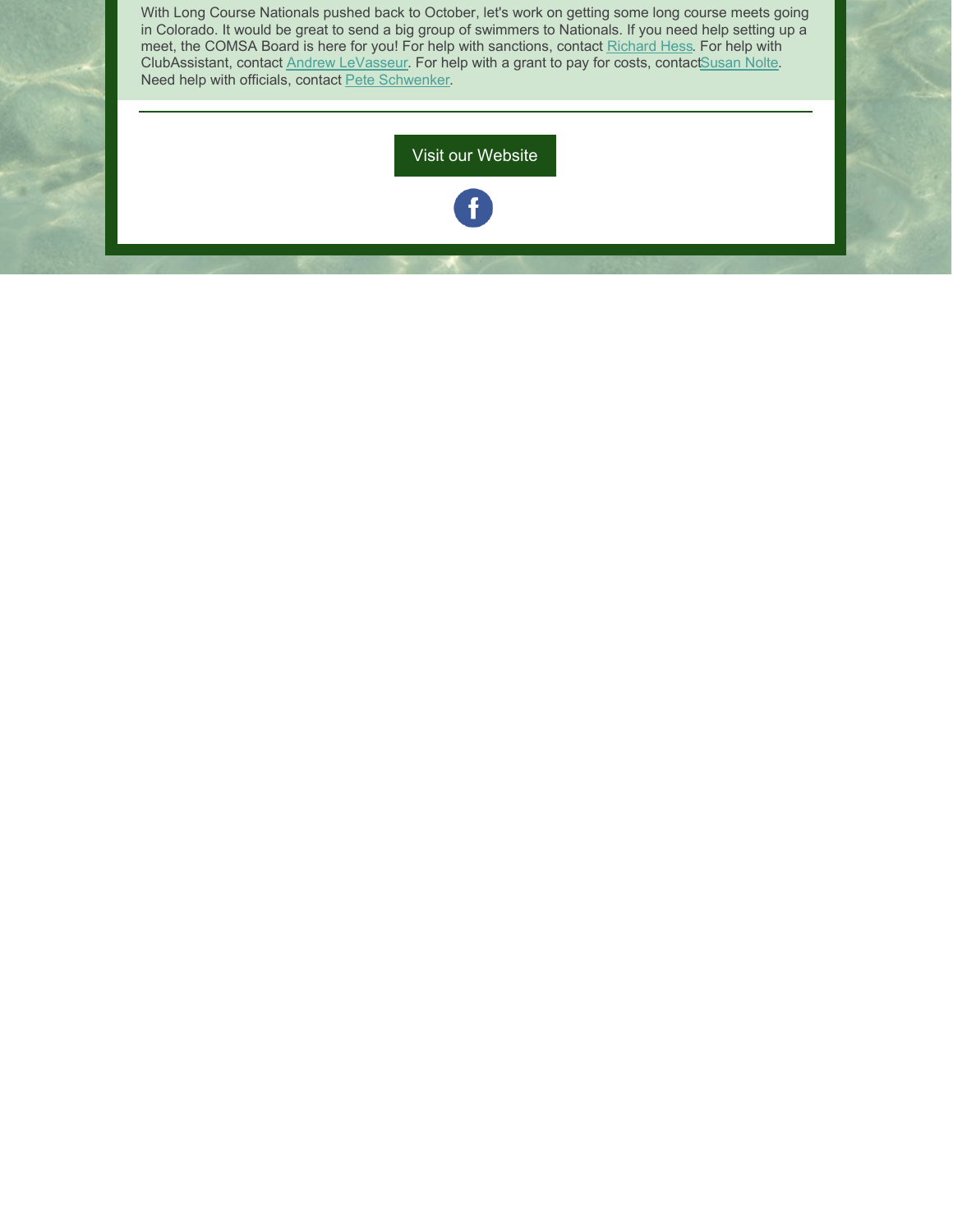With Long Course Nationals pushed back to October, let's work on getting some long course meets going in Colorado. It would be great to send a big group of swimmers to Nationals. If you need help setting up a meet, the COMSA Board is here for you! For help with sanctions, contact Richard Hess. For help with ClubAssistant, contact Andrew LeVasseur. For help with a grant to pay for costs, contactSusan Nolte. Need help with officials, contact Pete Schwenker.

---

Visit our Website